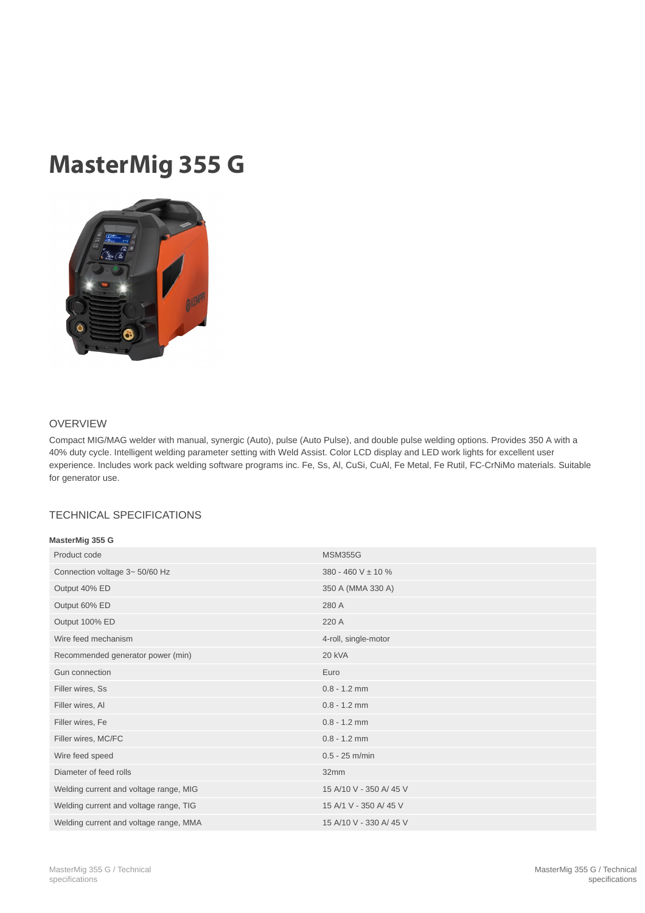# MasterMig 355 G

## OVERVIEW

Compact MIG/MAG welder with manual, synergic (Auto), pulse (Auto Pulse), and double pulse welding options. Provides 350 A with a 40% duty cycle. Intelligent welding parameter setting with Weld Assist. Color LCD display and LED work lights for excellent user experience. Includes work pack welding software programs inc. Fe, Ss, Al, CuSi, CuAl, Fe Metal, Fe Rutil, FC-CrNiMo materials. Suitable for generator use.

## TECHNICAL SPECIFICATIONS

**MasterMig 355 G**

| | |
|---|---|
| Product code | MSM355G |
| Connection voltage 3~ 50/60 Hz | 380 - 460 V ± 10 % |
| Output 40% ED | 350 A (MMA 330 A) |
| Output 60% ED | 280 A |
| Output 100% ED | 220 A |
| Wire feed mechanism | 4-roll, single-motor |
| Recommended generator power (min) | 20 kVA |
| Gun connection | Euro |
| Filler wires, Ss | 0.8 - 1.2 mm |
| Filler wires, Al | 0.8 - 1.2 mm |
| Filler wires, Fe | 0.8 - 1.2 mm |
| Filler wires, MC/FC | 0.8 - 1.2 mm |
| Wire feed speed | 0.5 - 25 m/min |
| Diameter of feed rolls | 32mm |
| Welding current and voltage range, MIG | 15 A/10 V - 350 A/ 45 V |
| Welding current and voltage range, TIG | 15 A/1 V - 350 A/ 45 V |
| Welding current and voltage range, MMA | 15 A/10 V - 330 A/ 45 V |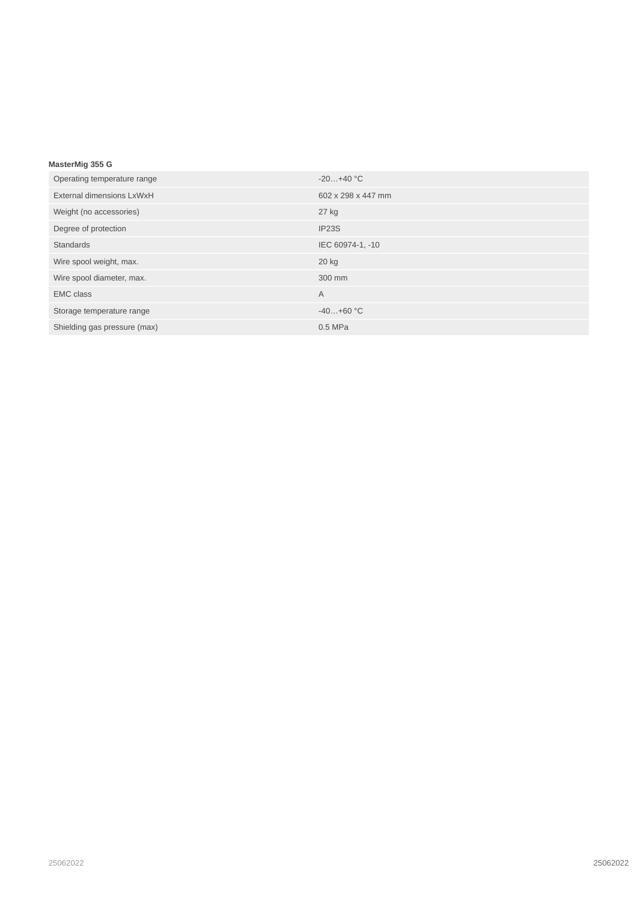**MasterMig 355 G**

| | |
|---|---|
| Operating temperature range | -20…+40 °C |
| External dimensions LxWxH | 602 x 298 x 447 mm |
| Weight (no accessories) | 27 kg |
| Degree of protection | IP23S |
| Standards | IEC 60974-1, -10 |
| Wire spool weight, max. | 20 kg |
| Wire spool diameter, max. | 300 mm |
| EMC class | A |
| Storage temperature range | -40…+60 °C |
| Shielding gas pressure (max) | 0.5 MPa |